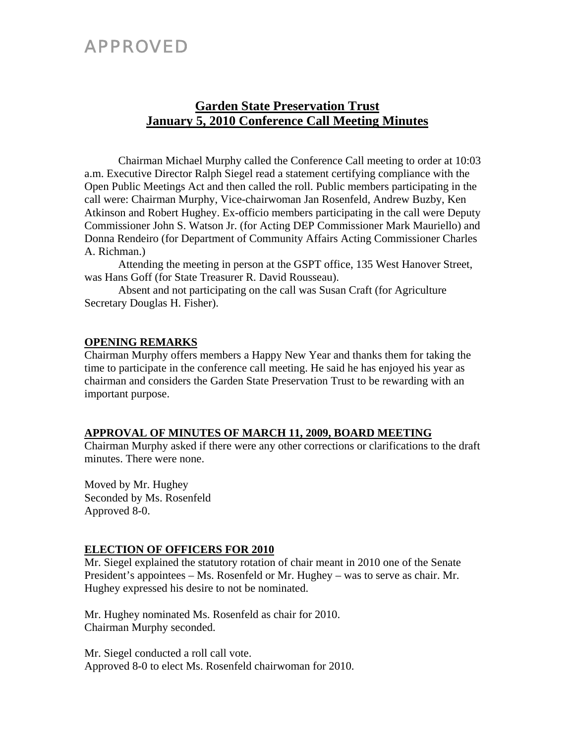APPROVED

# Garden State Preservation Trust
# January 5, 2010 Conference Call Meeting Minutes

Chairman Michael Murphy called the Conference Call meeting to order at 10:03 a.m. Executive Director Ralph Siegel read a statement certifying compliance with the Open Public Meetings Act and then called the roll. Public members participating in the call were: Chairman Murphy, Vice-chairwoman Jan Rosenfeld, Andrew Buzby, Ken Atkinson and Robert Hughey. Ex-officio members participating in the call were Deputy Commissioner John S. Watson Jr. (for Acting DEP Commissioner Mark Mauriello) and Donna Rendeiro (for Department of Community Affairs Acting Commissioner Charles A. Richman.)

Attending the meeting in person at the GSPT office, 135 West Hanover Street, was Hans Goff (for State Treasurer R. David Rousseau).

Absent and not participating on the call was Susan Craft (for Agriculture Secretary Douglas H. Fisher).

## OPENING REMARKS

Chairman Murphy offers members a Happy New Year and thanks them for taking the time to participate in the conference call meeting. He said he has enjoyed his year as chairman and considers the Garden State Preservation Trust to be rewarding with an important purpose.

## APPROVAL OF MINUTES OF MARCH 11, 2009, BOARD MEETING

Chairman Murphy asked if there were any other corrections or clarifications to the draft minutes. There were none.

Moved by Mr. Hughey
Seconded by Ms. Rosenfeld
Approved 8-0.

## ELECTION OF OFFICERS FOR 2010

Mr. Siegel explained the statutory rotation of chair meant in 2010 one of the Senate President's appointees – Ms. Rosenfeld or Mr. Hughey – was to serve as chair. Mr. Hughey expressed his desire to not be nominated.

Mr. Hughey nominated Ms. Rosenfeld as chair for 2010.
Chairman Murphy seconded.

Mr. Siegel conducted a roll call vote.
Approved 8-0 to elect Ms. Rosenfeld chairwoman for 2010.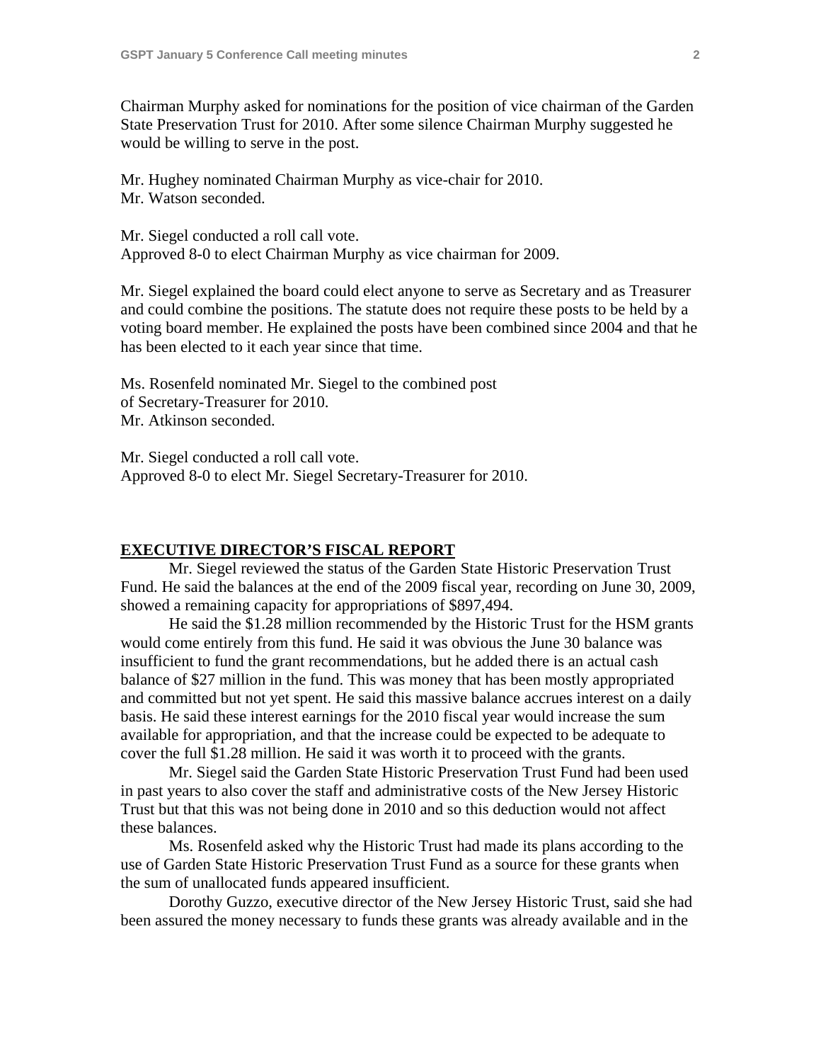Chairman Murphy asked for nominations for the position of vice chairman of the Garden State Preservation Trust for 2010. After some silence Chairman Murphy suggested he would be willing to serve in the post.

Mr. Hughey nominated Chairman Murphy as vice-chair for 2010.
Mr. Watson seconded.

Mr. Siegel conducted a roll call vote.
Approved 8-0 to elect Chairman Murphy as vice chairman for 2009.

Mr. Siegel explained the board could elect anyone to serve as Secretary and as Treasurer and could combine the positions. The statute does not require these posts to be held by a voting board member. He explained the posts have been combined since 2004 and that he has been elected to it each year since that time.

Ms. Rosenfeld nominated Mr. Siegel to the combined post of Secretary-Treasurer for 2010.
Mr. Atkinson seconded.

Mr. Siegel conducted a roll call vote.
Approved 8-0 to elect Mr. Siegel Secretary-Treasurer for 2010.

**EXECUTIVE DIRECTOR'S FISCAL REPORT**

Mr. Siegel reviewed the status of the Garden State Historic Preservation Trust Fund. He said the balances at the end of the 2009 fiscal year, recording on June 30, 2009, showed a remaining capacity for appropriations of $897,494.

He said the $1.28 million recommended by the Historic Trust for the HSM grants would come entirely from this fund. He said it was obvious the June 30 balance was insufficient to fund the grant recommendations, but he added there is an actual cash balance of $27 million in the fund. This was money that has been mostly appropriated and committed but not yet spent. He said this massive balance accrues interest on a daily basis. He said these interest earnings for the 2010 fiscal year would increase the sum available for appropriation, and that the increase could be expected to be adequate to cover the full $1.28 million. He said it was worth it to proceed with the grants.

Mr. Siegel said the Garden State Historic Preservation Trust Fund had been used in past years to also cover the staff and administrative costs of the New Jersey Historic Trust but that this was not being done in 2010 and so this deduction would not affect these balances.

Ms. Rosenfeld asked why the Historic Trust had made its plans according to the use of Garden State Historic Preservation Trust Fund as a source for these grants when the sum of unallocated funds appeared insufficient.

Dorothy Guzzo, executive director of the New Jersey Historic Trust, said she had been assured the money necessary to funds these grants was already available and in the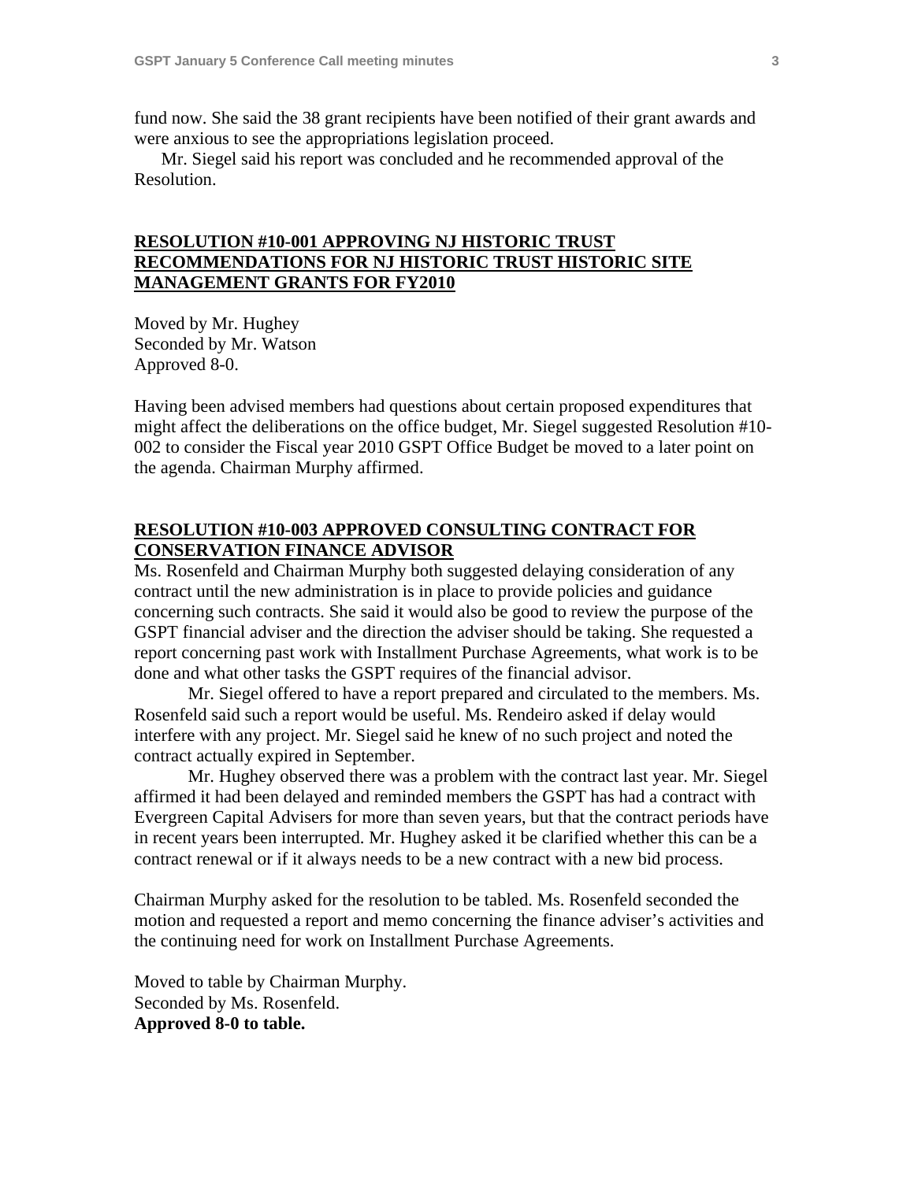fund now. She said the 38 grant recipients have been notified of their grant awards and were anxious to see the appropriations legislation proceed.

Mr. Siegel said his report was concluded and he recommended approval of the Resolution.

**RESOLUTION #10-001 APPROVING NJ HISTORIC TRUST RECOMMENDATIONS FOR NJ HISTORIC TRUST HISTORIC SITE MANAGEMENT GRANTS FOR FY2010**

Moved by Mr. Hughey
Seconded by Mr. Watson
Approved 8-0.

Having been advised members had questions about certain proposed expenditures that might affect the deliberations on the office budget, Mr. Siegel suggested Resolution #10-002 to consider the Fiscal year 2010 GSPT Office Budget be moved to a later point on the agenda. Chairman Murphy affirmed.

**RESOLUTION #10-003 APPROVED CONSULTING CONTRACT FOR CONSERVATION FINANCE ADVISOR**

Ms. Rosenfeld and Chairman Murphy both suggested delaying consideration of any contract until the new administration is in place to provide policies and guidance concerning such contracts. She said it would also be good to review the purpose of the GSPT financial adviser and the direction the adviser should be taking. She requested a report concerning past work with Installment Purchase Agreements, what work is to be done and what other tasks the GSPT requires of the financial advisor.

Mr. Siegel offered to have a report prepared and circulated to the members. Ms. Rosenfeld said such a report would be useful. Ms. Rendeiro asked if delay would interfere with any project. Mr. Siegel said he knew of no such project and noted the contract actually expired in September.

Mr. Hughey observed there was a problem with the contract last year. Mr. Siegel affirmed it had been delayed and reminded members the GSPT has had a contract with Evergreen Capital Advisers for more than seven years, but that the contract periods have in recent years been interrupted. Mr. Hughey asked it be clarified whether this can be a contract renewal or if it always needs to be a new contract with a new bid process.

Chairman Murphy asked for the resolution to be tabled. Ms. Rosenfeld seconded the motion and requested a report and memo concerning the finance adviser's activities and the continuing need for work on Installment Purchase Agreements.

Moved to table by Chairman Murphy.
Seconded by Ms. Rosenfeld.
**Approved 8-0 to table.**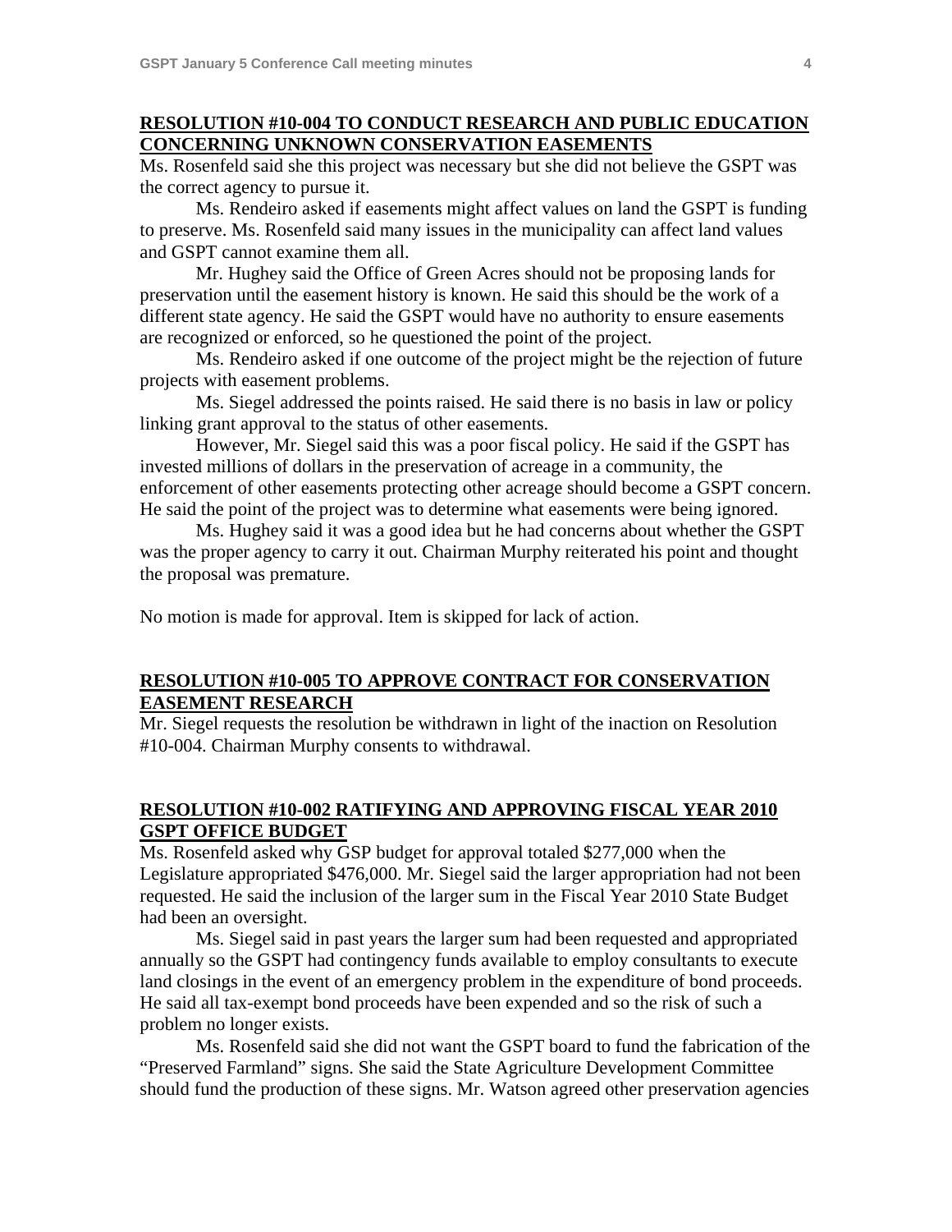## RESOLUTION #10-004 TO CONDUCT RESEARCH AND PUBLIC EDUCATION CONCERNING UNKNOWN CONSERVATION EASEMENTS

Ms. Rosenfeld said she this project was necessary but she did not believe the GSPT was the correct agency to pursue it.

Ms. Rendeiro asked if easements might affect values on land the GSPT is funding to preserve. Ms. Rosenfeld said many issues in the municipality can affect land values and GSPT cannot examine them all.

Mr. Hughey said the Office of Green Acres should not be proposing lands for preservation until the easement history is known. He said this should be the work of a different state agency. He said the GSPT would have no authority to ensure easements are recognized or enforced, so he questioned the point of the project.

Ms. Rendeiro asked if one outcome of the project might be the rejection of future projects with easement problems.

Ms. Siegel addressed the points raised. He said there is no basis in law or policy linking grant approval to the status of other easements.

However, Mr. Siegel said this was a poor fiscal policy. He said if the GSPT has invested millions of dollars in the preservation of acreage in a community, the enforcement of other easements protecting other acreage should become a GSPT concern. He said the point of the project was to determine what easements were being ignored.

Ms. Hughey said it was a good idea but he had concerns about whether the GSPT was the proper agency to carry it out. Chairman Murphy reiterated his point and thought the proposal was premature.

No motion is made for approval. Item is skipped for lack of action.

## RESOLUTION #10-005 TO APPROVE CONTRACT FOR CONSERVATION EASEMENT RESEARCH

Mr. Siegel requests the resolution be withdrawn in light of the inaction on Resolution #10-004. Chairman Murphy consents to withdrawal.

## RESOLUTION #10-002 RATIFYING AND APPROVING FISCAL YEAR 2010 GSPT OFFICE BUDGET

Ms. Rosenfeld asked why GSP budget for approval totaled $277,000 when the Legislature appropriated $476,000. Mr. Siegel said the larger appropriation had not been requested. He said the inclusion of the larger sum in the Fiscal Year 2010 State Budget had been an oversight.

Ms. Siegel said in past years the larger sum had been requested and appropriated annually so the GSPT had contingency funds available to employ consultants to execute land closings in the event of an emergency problem in the expenditure of bond proceeds. He said all tax-exempt bond proceeds have been expended and so the risk of such a problem no longer exists.

Ms. Rosenfeld said she did not want the GSPT board to fund the fabrication of the "Preserved Farmland" signs. She said the State Agriculture Development Committee should fund the production of these signs. Mr. Watson agreed other preservation agencies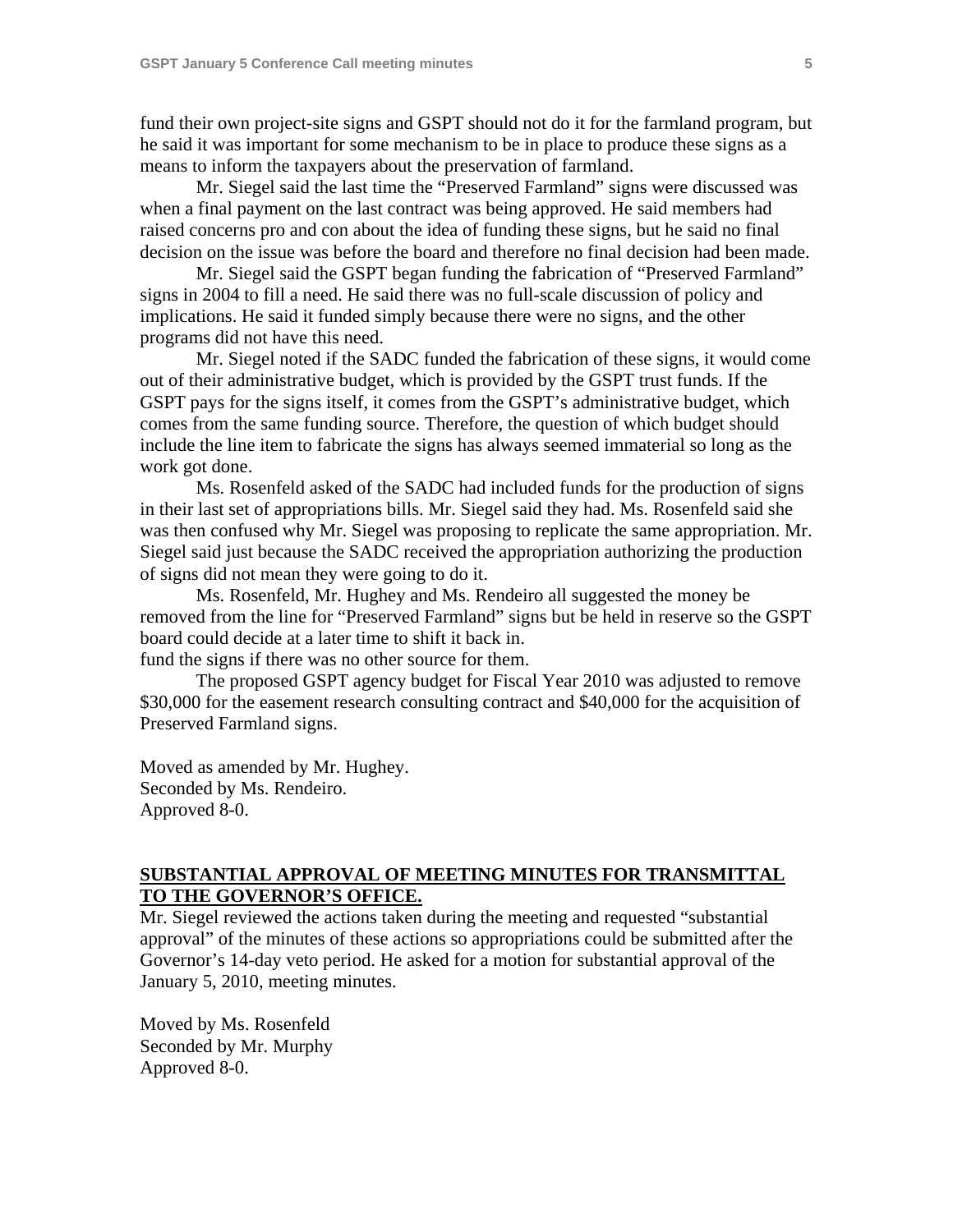fund their own project-site signs and GSPT should not do it for the farmland program, but he said it was important for some mechanism to be in place to produce these signs as a means to inform the taxpayers about the preservation of farmland.

Mr. Siegel said the last time the "Preserved Farmland" signs were discussed was when a final payment on the last contract was being approved. He said members had raised concerns pro and con about the idea of funding these signs, but he said no final decision on the issue was before the board and therefore no final decision had been made.

Mr. Siegel said the GSPT began funding the fabrication of "Preserved Farmland" signs in 2004 to fill a need. He said there was no full-scale discussion of policy and implications. He said it funded simply because there were no signs, and the other programs did not have this need.

Mr. Siegel noted if the SADC funded the fabrication of these signs, it would come out of their administrative budget, which is provided by the GSPT trust funds. If the GSPT pays for the signs itself, it comes from the GSPT's administrative budget, which comes from the same funding source. Therefore, the question of which budget should include the line item to fabricate the signs has always seemed immaterial so long as the work got done.

Ms. Rosenfeld asked of the SADC had included funds for the production of signs in their last set of appropriations bills. Mr. Siegel said they had. Ms. Rosenfeld said she was then confused why Mr. Siegel was proposing to replicate the same appropriation. Mr. Siegel said just because the SADC received the appropriation authorizing the production of signs did not mean they were going to do it.

Ms. Rosenfeld, Mr. Hughey and Ms. Rendeiro all suggested the money be removed from the line for "Preserved Farmland" signs but be held in reserve so the GSPT board could decide at a later time to shift it back in.
fund the signs if there was no other source for them.

The proposed GSPT agency budget for Fiscal Year 2010 was adjusted to remove $30,000 for the easement research consulting contract and $40,000 for the acquisition of Preserved Farmland signs.

Moved as amended by Mr. Hughey.
Seconded by Ms. Rendeiro.
Approved 8-0.

## SUBSTANTIAL APPROVAL OF MEETING MINUTES FOR TRANSMITTAL TO THE GOVERNOR'S OFFICE.

Mr. Siegel reviewed the actions taken during the meeting and requested "substantial approval" of the minutes of these actions so appropriations could be submitted after the Governor's 14-day veto period. He asked for a motion for substantial approval of the January 5, 2010, meeting minutes.

Moved by Ms. Rosenfeld
Seconded by Mr. Murphy
Approved 8-0.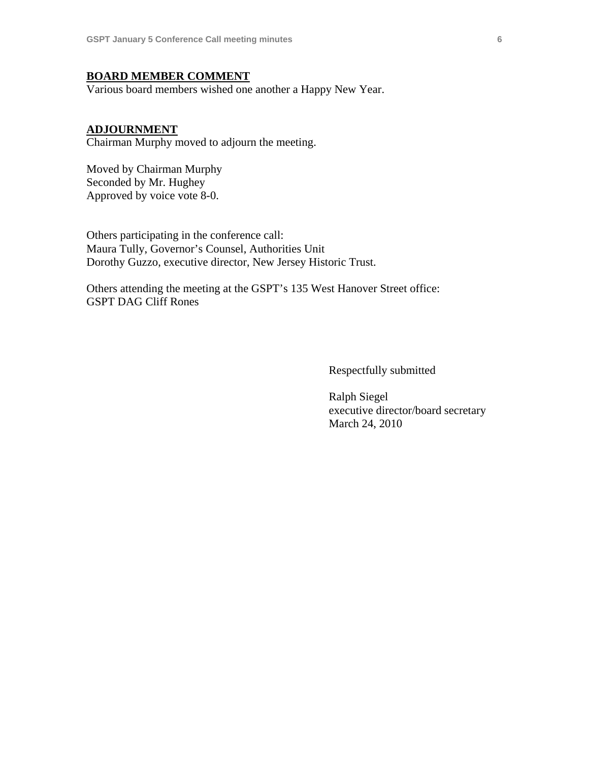**BOARD MEMBER COMMENT**

Various board members wished one another a Happy New Year.

**ADJOURNMENT**

Chairman Murphy moved to adjourn the meeting.

Moved by Chairman Murphy
Seconded by Mr. Hughey
Approved by voice vote 8-0.

Others participating in the conference call:
Maura Tully, Governor's Counsel, Authorities Unit
Dorothy Guzzo, executive director, New Jersey Historic Trust.

Others attending the meeting at the GSPT's 135 West Hanover Street office:
GSPT DAG Cliff Rones

Respectfully submitted

Ralph Siegel
executive director/board secretary
March 24, 2010